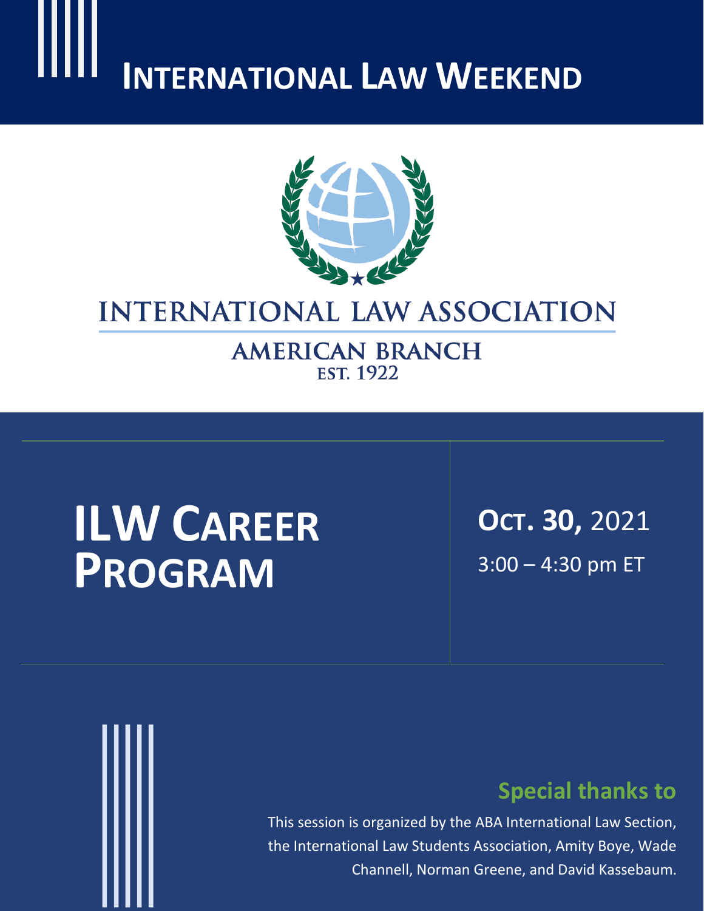# International Law Weekend

INTERNATIONAL LAW ASSOCIATION

AMERICAN BRANCH

EST. 1922

## ILW Career Program

**Oct. 30,** 2021

3:00 – 4:30 pm ET

### Special thanks to

This session is organized by the ABA International Law Section, the International Law Students Association, Amity Boye, Wade Channell, Norman Greene, and David Kassebaum.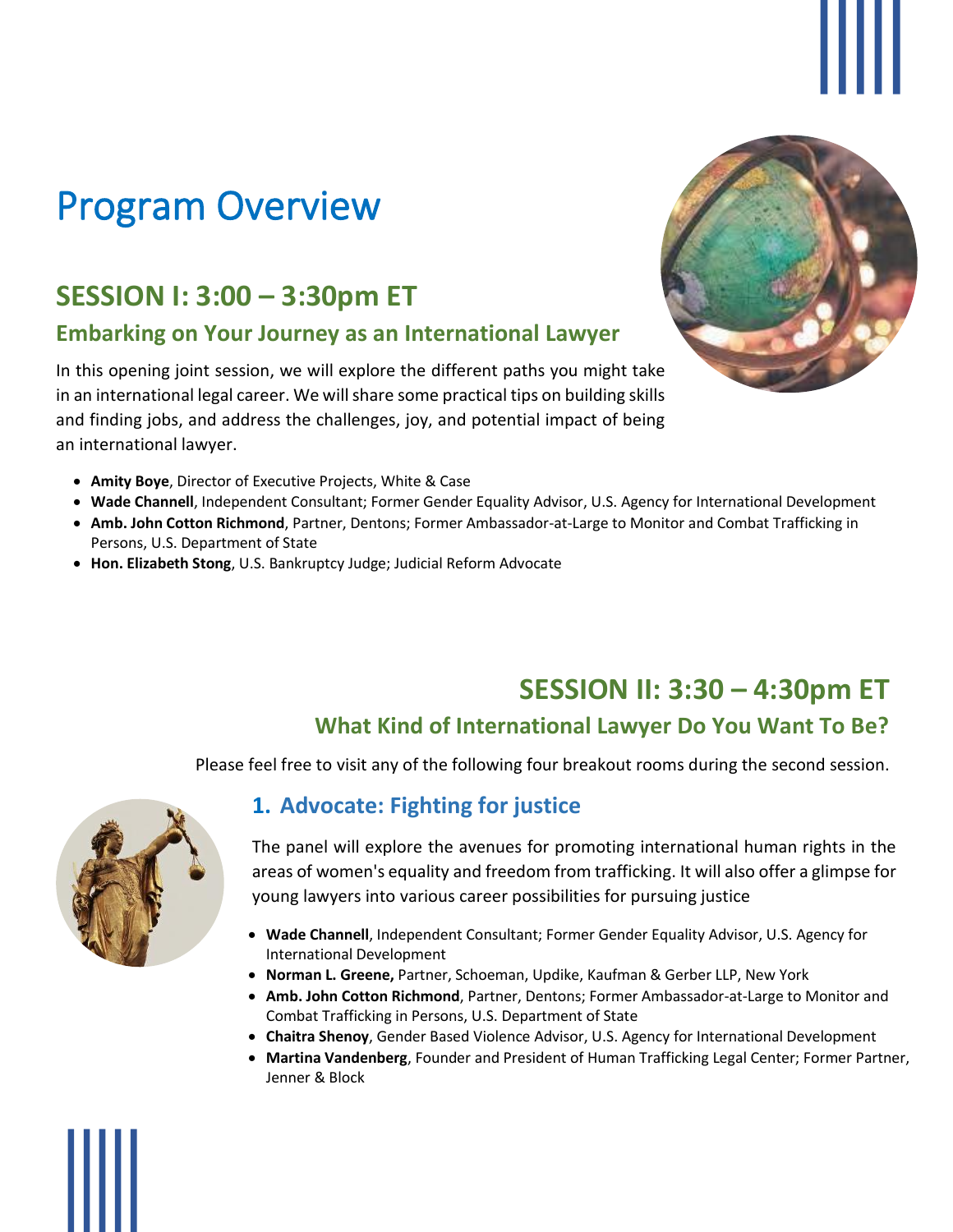# Program Overview

## SESSION I: 3:00 – 3:30pm ET

### Embarking on Your Journey as an International Lawyer

In this opening joint session, we will explore the different paths you might take in an international legal career. We will share some practical tips on building skills and finding jobs, and address the challenges, joy, and potential impact of being an international lawyer.

- **Amity Boye**, Director of Executive Projects, White & Case
- **Wade Channell**, Independent Consultant; Former Gender Equality Advisor, U.S. Agency for International Development
- **Amb. John Cotton Richmond**, Partner, Dentons; Former Ambassador-at-Large to Monitor and Combat Trafficking in Persons, U.S. Department of State
- **Hon. Elizabeth Stong**, U.S. Bankruptcy Judge; Judicial Reform Advocate

## SESSION II: 3:30 – 4:30pm ET

### What Kind of International Lawyer Do You Want To Be?

Please feel free to visit any of the following four breakout rooms during the second session.

### 1. Advocate: Fighting for justice

The panel will explore the avenues for promoting international human rights in the areas of women's equality and freedom from trafficking. It will also offer a glimpse for young lawyers into various career possibilities for pursuing justice

- **Wade Channell**, Independent Consultant; Former Gender Equality Advisor, U.S. Agency for International Development
- **Norman L. Greene,** Partner, Schoeman, Updike, Kaufman & Gerber LLP, New York
- **Amb. John Cotton Richmond**, Partner, Dentons; Former Ambassador-at-Large to Monitor and Combat Trafficking in Persons, U.S. Department of State
- **Chaitra Shenoy**, Gender Based Violence Advisor, U.S. Agency for International Development
- **Martina Vandenberg**, Founder and President of Human Trafficking Legal Center; Former Partner, Jenner & Block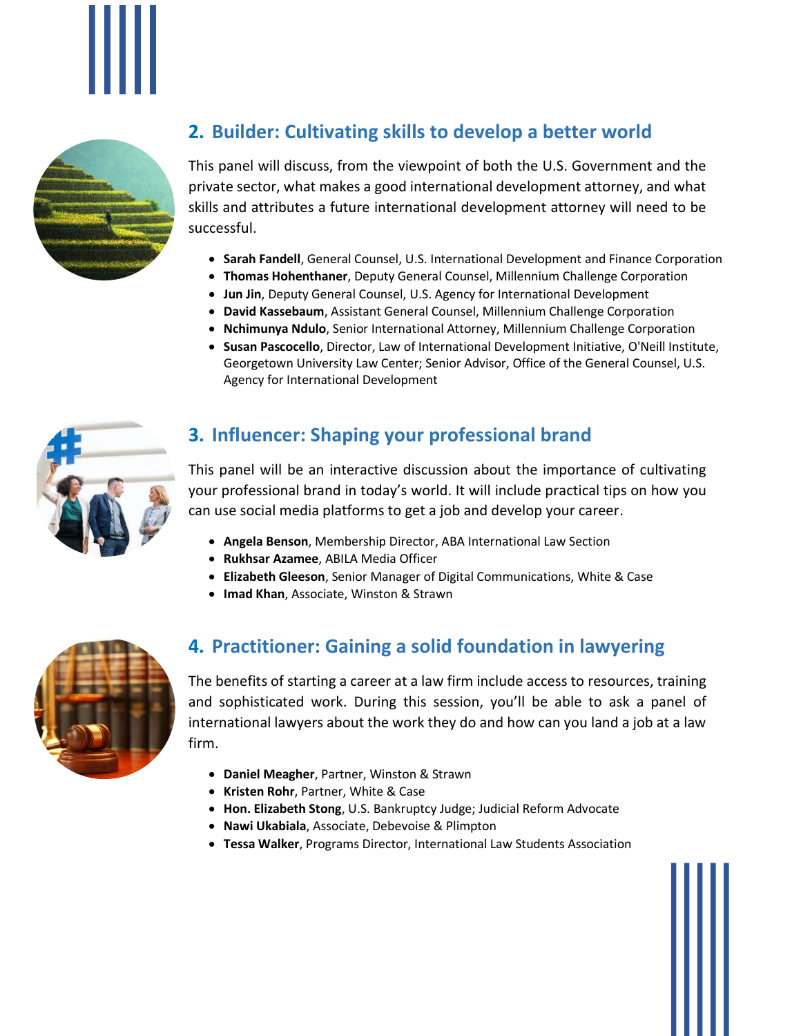## 2. Builder: Cultivating skills to develop a better world

This panel will discuss, from the viewpoint of both the U.S. Government and the private sector, what makes a good international development attorney, and what skills and attributes a future international development attorney will need to be successful.

- **Sarah Fandell**, General Counsel, U.S. International Development and Finance Corporation
- **Thomas Hohenthaner**, Deputy General Counsel, Millennium Challenge Corporation
- **Jun Jin**, Deputy General Counsel, U.S. Agency for International Development
- **David Kassebaum**, Assistant General Counsel, Millennium Challenge Corporation
- **Nchimunya Ndulo**, Senior International Attorney, Millennium Challenge Corporation
- **Susan Pascocello**, Director, Law of International Development Initiative, O'Neill Institute, Georgetown University Law Center; Senior Advisor, Office of the General Counsel, U.S. Agency for International Development

## 3. Influencer: Shaping your professional brand

This panel will be an interactive discussion about the importance of cultivating your professional brand in today's world. It will include practical tips on how you can use social media platforms to get a job and develop your career.

- **Angela Benson**, Membership Director, ABA International Law Section
- **Rukhsar Azamee**, ABILA Media Officer
- **Elizabeth Gleeson**, Senior Manager of Digital Communications, White & Case
- **Imad Khan**, Associate, Winston & Strawn

## 4. Practitioner: Gaining a solid foundation in lawyering

The benefits of starting a career at a law firm include access to resources, training and sophisticated work. During this session, you'll be able to ask a panel of international lawyers about the work they do and how can you land a job at a law firm.

- **Daniel Meagher**, Partner, Winston & Strawn
- **Kristen Rohr**, Partner, White & Case
- **Hon. Elizabeth Stong**, U.S. Bankruptcy Judge; Judicial Reform Advocate
- **Nawi Ukabiala**, Associate, Debevoise & Plimpton
- **Tessa Walker**, Programs Director, International Law Students Association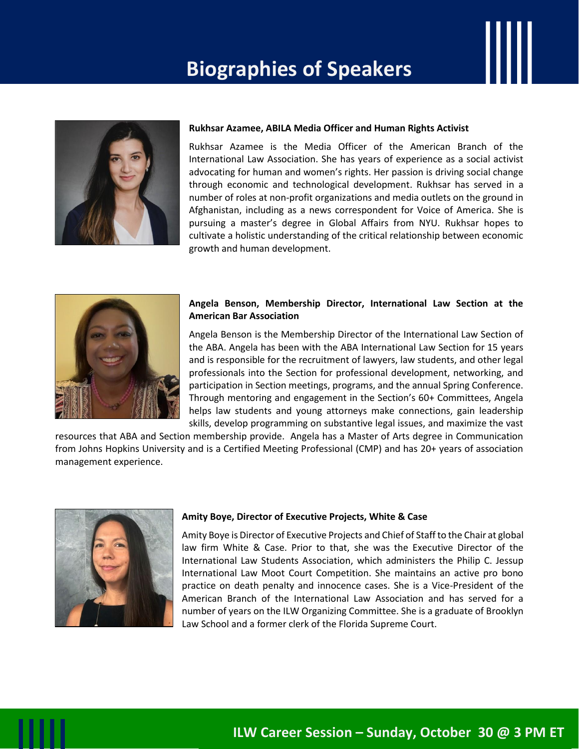# Biographies of Speakers

**Rukhsar Azamee, ABILA Media Officer and Human Rights Activist**

Rukhsar Azamee is the Media Officer of the American Branch of the International Law Association. She has years of experience as a social activist advocating for human and women's rights. Her passion is driving social change through economic and technological development. Rukhsar has served in a number of roles at non-profit organizations and media outlets on the ground in Afghanistan, including as a news correspondent for Voice of America. She is pursuing a master's degree in Global Affairs from NYU. Rukhsar hopes to cultivate a holistic understanding of the critical relationship between economic growth and human development.

**Angela Benson, Membership Director, International Law Section at the American Bar Association**

Angela Benson is the Membership Director of the International Law Section of the ABA. Angela has been with the ABA International Law Section for 15 years and is responsible for the recruitment of lawyers, law students, and other legal professionals into the Section for professional development, networking, and participation in Section meetings, programs, and the annual Spring Conference. Through mentoring and engagement in the Section's 60+ Committees, Angela helps law students and young attorneys make connections, gain leadership skills, develop programming on substantive legal issues, and maximize the vast resources that ABA and Section membership provide. Angela has a Master of Arts degree in Communication from Johns Hopkins University and is a Certified Meeting Professional (CMP) and has 20+ years of association management experience.

**Amity Boye, Director of Executive Projects, White & Case**

Amity Boye is Director of Executive Projects and Chief of Staff to the Chair at global law firm White & Case. Prior to that, she was the Executive Director of the International Law Students Association, which administers the Philip C. Jessup International Law Moot Court Competition. She maintains an active pro bono practice on death penalty and innocence cases. She is a Vice-President of the American Branch of the International Law Association and has served for a number of years on the ILW Organizing Committee. She is a graduate of Brooklyn Law School and a former clerk of the Florida Supreme Court.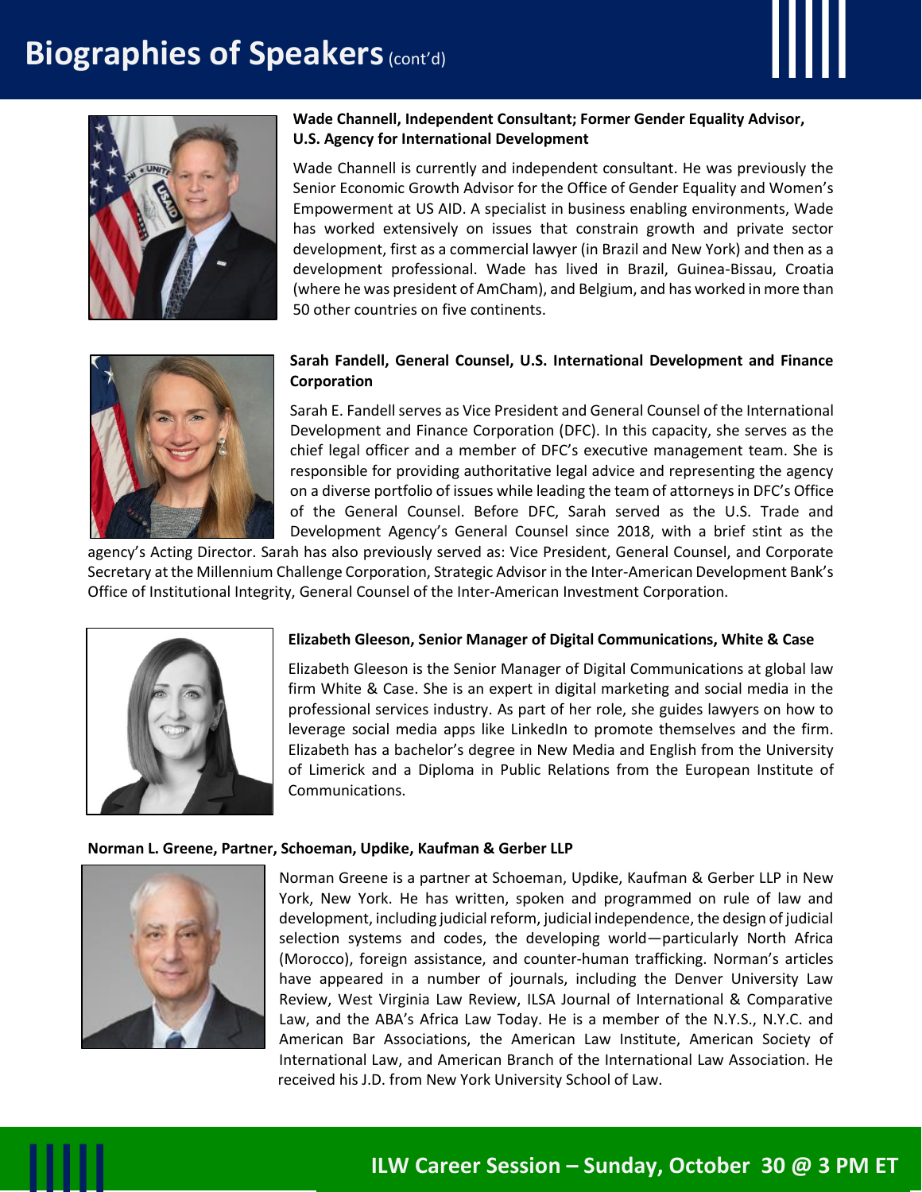# Biographies of Speakers (cont'd)

**Wade Channell, Independent Consultant; Former Gender Equality Advisor, U.S. Agency for International Development**

Wade Channell is currently and independent consultant. He was previously the Senior Economic Growth Advisor for the Office of Gender Equality and Women's Empowerment at US AID. A specialist in business enabling environments, Wade has worked extensively on issues that constrain growth and private sector development, first as a commercial lawyer (in Brazil and New York) and then as a development professional. Wade has lived in Brazil, Guinea-Bissau, Croatia (where he was president of AmCham), and Belgium, and has worked in more than 50 other countries on five continents.

**Sarah Fandell, General Counsel, U.S. International Development and Finance Corporation**

Sarah E. Fandell serves as Vice President and General Counsel of the International Development and Finance Corporation (DFC). In this capacity, she serves as the chief legal officer and a member of DFC's executive management team. She is responsible for providing authoritative legal advice and representing the agency on a diverse portfolio of issues while leading the team of attorneys in DFC's Office of the General Counsel. Before DFC, Sarah served as the U.S. Trade and Development Agency's General Counsel since 2018, with a brief stint as the agency's Acting Director. Sarah has also previously served as: Vice President, General Counsel, and Corporate Secretary at the Millennium Challenge Corporation, Strategic Advisor in the Inter-American Development Bank's Office of Institutional Integrity, General Counsel of the Inter-American Investment Corporation.

**Elizabeth Gleeson, Senior Manager of Digital Communications, White & Case**

Elizabeth Gleeson is the Senior Manager of Digital Communications at global law firm White & Case. She is an expert in digital marketing and social media in the professional services industry. As part of her role, she guides lawyers on how to leverage social media apps like LinkedIn to promote themselves and the firm. Elizabeth has a bachelor's degree in New Media and English from the University of Limerick and a Diploma in Public Relations from the European Institute of Communications.

**Norman L. Greene, Partner, Schoeman, Updike, Kaufman & Gerber LLP**

Norman Greene is a partner at Schoeman, Updike, Kaufman & Gerber LLP in New York, New York. He has written, spoken and programmed on rule of law and development, including judicial reform, judicial independence, the design of judicial selection systems and codes, the developing world—particularly North Africa (Morocco), foreign assistance, and counter-human trafficking. Norman's articles have appeared in a number of journals, including the Denver University Law Review, West Virginia Law Review, ILSA Journal of International & Comparative Law, and the ABA's Africa Law Today. He is a member of the N.Y.S., N.Y.C. and American Bar Associations, the American Law Institute, American Society of International Law, and American Branch of the International Law Association. He received his J.D. from New York University School of Law.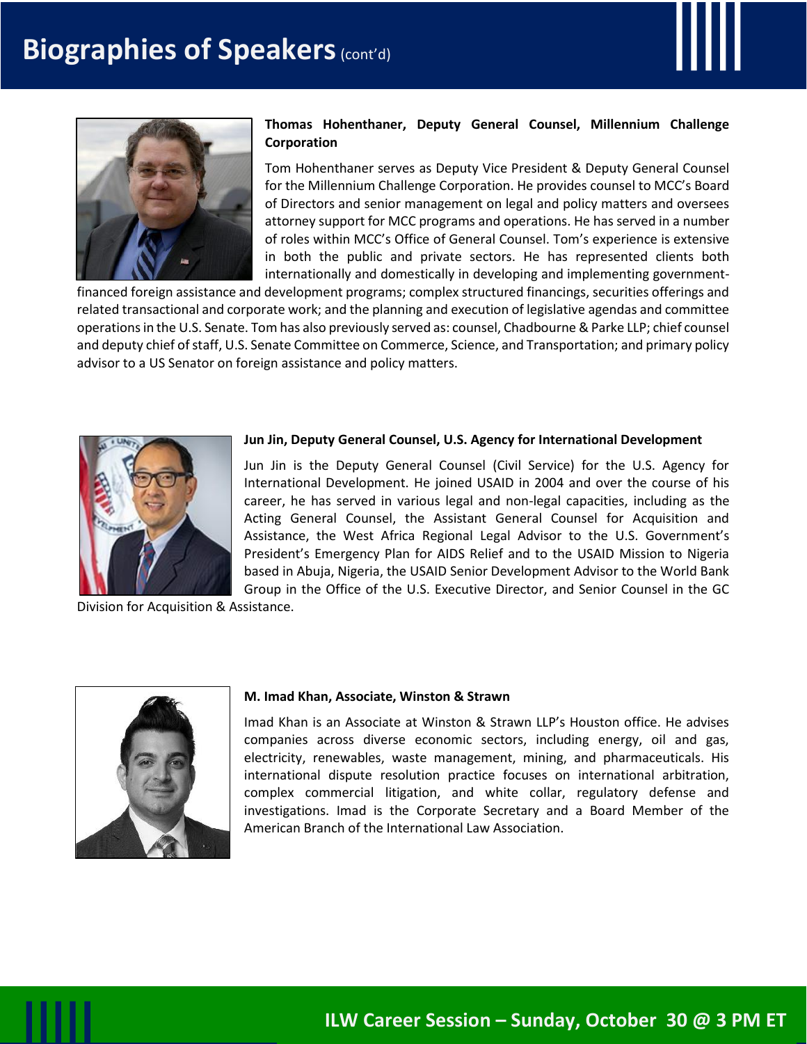# Biographies of Speakers (cont'd)

**Thomas Hohenthaner, Deputy General Counsel, Millennium Challenge Corporation**

Tom Hohenthaner serves as Deputy Vice President & Deputy General Counsel for the Millennium Challenge Corporation. He provides counsel to MCC's Board of Directors and senior management on legal and policy matters and oversees attorney support for MCC programs and operations. He has served in a number of roles within MCC's Office of General Counsel. Tom's experience is extensive in both the public and private sectors. He has represented clients both internationally and domestically in developing and implementing government-financed foreign assistance and development programs; complex structured financings, securities offerings and related transactional and corporate work; and the planning and execution of legislative agendas and committee operations in the U.S. Senate. Tom has also previously served as: counsel, Chadbourne & Parke LLP; chief counsel and deputy chief of staff, U.S. Senate Committee on Commerce, Science, and Transportation; and primary policy advisor to a US Senator on foreign assistance and policy matters.

**Jun Jin, Deputy General Counsel, U.S. Agency for International Development**

Jun Jin is the Deputy General Counsel (Civil Service) for the U.S. Agency for International Development. He joined USAID in 2004 and over the course of his career, he has served in various legal and non-legal capacities, including as the Acting General Counsel, the Assistant General Counsel for Acquisition and Assistance, the West Africa Regional Legal Advisor to the U.S. Government's President's Emergency Plan for AIDS Relief and to the USAID Mission to Nigeria based in Abuja, Nigeria, the USAID Senior Development Advisor to the World Bank Group in the Office of the U.S. Executive Director, and Senior Counsel in the GC Division for Acquisition & Assistance.

**M. Imad Khan, Associate, Winston & Strawn**

Imad Khan is an Associate at Winston & Strawn LLP's Houston office. He advises companies across diverse economic sectors, including energy, oil and gas, electricity, renewables, waste management, mining, and pharmaceuticals. His international dispute resolution practice focuses on international arbitration, complex commercial litigation, and white collar, regulatory defense and investigations. Imad is the Corporate Secretary and a Board Member of the American Branch of the International Law Association.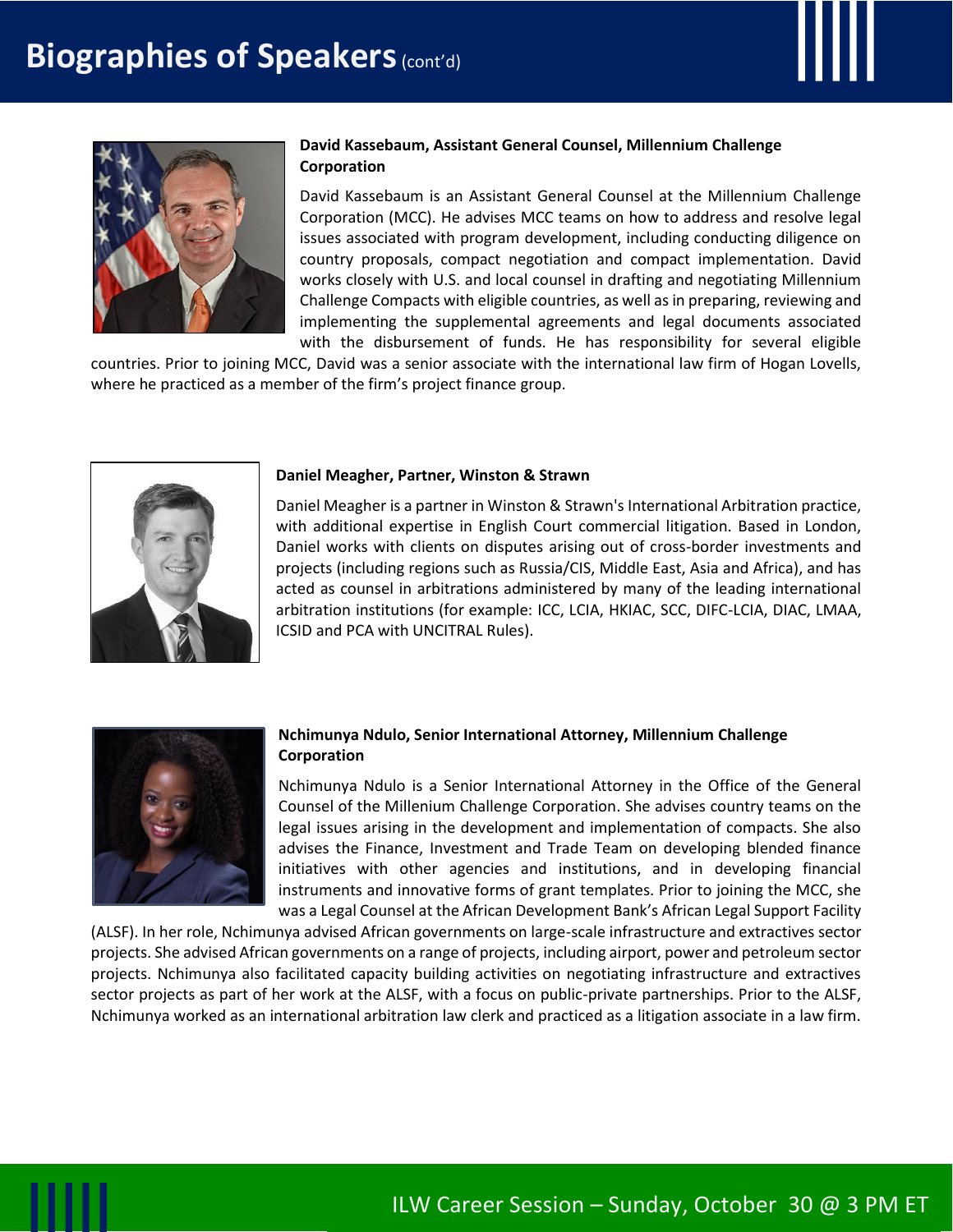# Biographies of Speakers (cont'd)

**David Kassebaum, Assistant General Counsel, Millennium Challenge Corporation**

David Kassebaum is an Assistant General Counsel at the Millennium Challenge Corporation (MCC). He advises MCC teams on how to address and resolve legal issues associated with program development, including conducting diligence on country proposals, compact negotiation and compact implementation. David works closely with U.S. and local counsel in drafting and negotiating Millennium Challenge Compacts with eligible countries, as well as in preparing, reviewing and implementing the supplemental agreements and legal documents associated with the disbursement of funds. He has responsibility for several eligible countries. Prior to joining MCC, David was a senior associate with the international law firm of Hogan Lovells, where he practiced as a member of the firm's project finance group.

**Daniel Meagher, Partner, Winston & Strawn**

Daniel Meagher is a partner in Winston & Strawn's International Arbitration practice, with additional expertise in English Court commercial litigation. Based in London, Daniel works with clients on disputes arising out of cross-border investments and projects (including regions such as Russia/CIS, Middle East, Asia and Africa), and has acted as counsel in arbitrations administered by many of the leading international arbitration institutions (for example: ICC, LCIA, HKIAC, SCC, DIFC-LCIA, DIAC, LMAA, ICSID and PCA with UNCITRAL Rules).

**Nchimunya Ndulo, Senior International Attorney, Millennium Challenge Corporation**

Nchimunya Ndulo is a Senior International Attorney in the Office of the General Counsel of the Millenium Challenge Corporation. She advises country teams on the legal issues arising in the development and implementation of compacts. She also advises the Finance, Investment and Trade Team on developing blended finance initiatives with other agencies and institutions, and in developing financial instruments and innovative forms of grant templates. Prior to joining the MCC, she was a Legal Counsel at the African Development Bank's African Legal Support Facility (ALSF). In her role, Nchimunya advised African governments on large-scale infrastructure and extractives sector projects. She advised African governments on a range of projects, including airport, power and petroleum sector projects. Nchimunya also facilitated capacity building activities on negotiating infrastructure and extractives sector projects as part of her work at the ALSF, with a focus on public-private partnerships. Prior to the ALSF, Nchimunya worked as an international arbitration law clerk and practiced as a litigation associate in a law firm.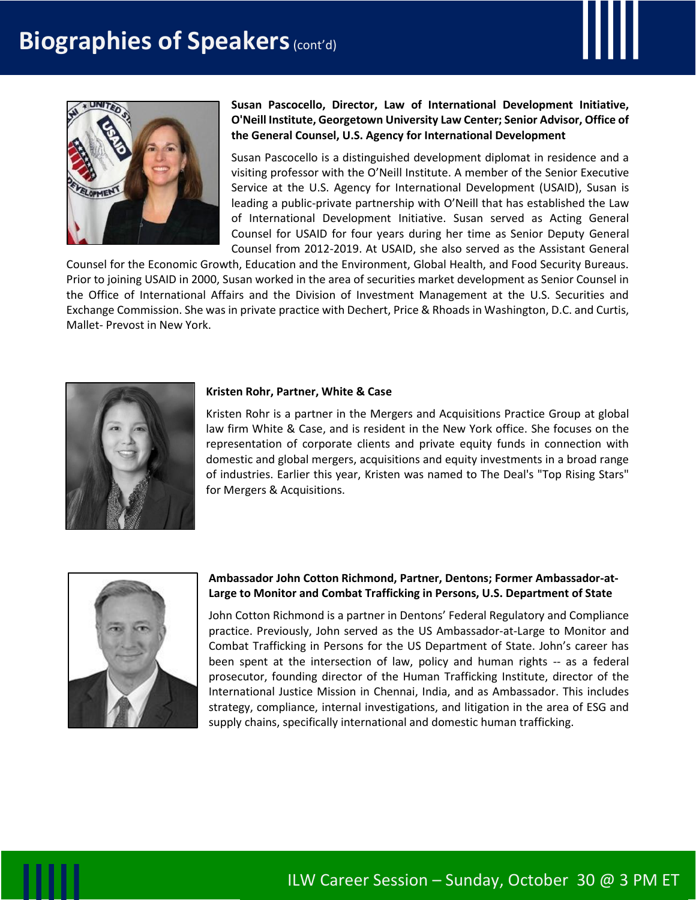# Biographies of Speakers (cont'd)

**Susan Pascocello, Director, Law of International Development Initiative, O'Neill Institute, Georgetown University Law Center; Senior Advisor, Office of the General Counsel, U.S. Agency for International Development**

Susan Pascocello is a distinguished development diplomat in residence and a visiting professor with the O'Neill Institute. A member of the Senior Executive Service at the U.S. Agency for International Development (USAID), Susan is leading a public-private partnership with O'Neill that has established the Law of International Development Initiative. Susan served as Acting General Counsel for USAID for four years during her time as Senior Deputy General Counsel from 2012-2019. At USAID, she also served as the Assistant General Counsel for the Economic Growth, Education and the Environment, Global Health, and Food Security Bureaus. Prior to joining USAID in 2000, Susan worked in the area of securities market development as Senior Counsel in the Office of International Affairs and the Division of Investment Management at the U.S. Securities and Exchange Commission. She was in private practice with Dechert, Price & Rhoads in Washington, D.C. and Curtis, Mallet- Prevost in New York.

**Kristen Rohr, Partner, White & Case**

Kristen Rohr is a partner in the Mergers and Acquisitions Practice Group at global law firm White & Case, and is resident in the New York office. She focuses on the representation of corporate clients and private equity funds in connection with domestic and global mergers, acquisitions and equity investments in a broad range of industries. Earlier this year, Kristen was named to The Deal's "Top Rising Stars" for Mergers & Acquisitions.

**Ambassador John Cotton Richmond, Partner, Dentons; Former Ambassador-at-Large to Monitor and Combat Trafficking in Persons, U.S. Department of State**

John Cotton Richmond is a partner in Dentons' Federal Regulatory and Compliance practice. Previously, John served as the US Ambassador-at-Large to Monitor and Combat Trafficking in Persons for the US Department of State. John's career has been spent at the intersection of law, policy and human rights -- as a federal prosecutor, founding director of the Human Trafficking Institute, director of the International Justice Mission in Chennai, India, and as Ambassador. This includes strategy, compliance, internal investigations, and litigation in the area of ESG and supply chains, specifically international and domestic human trafficking.

ILW Career Session – Sunday, October 30 @ 3 PM ET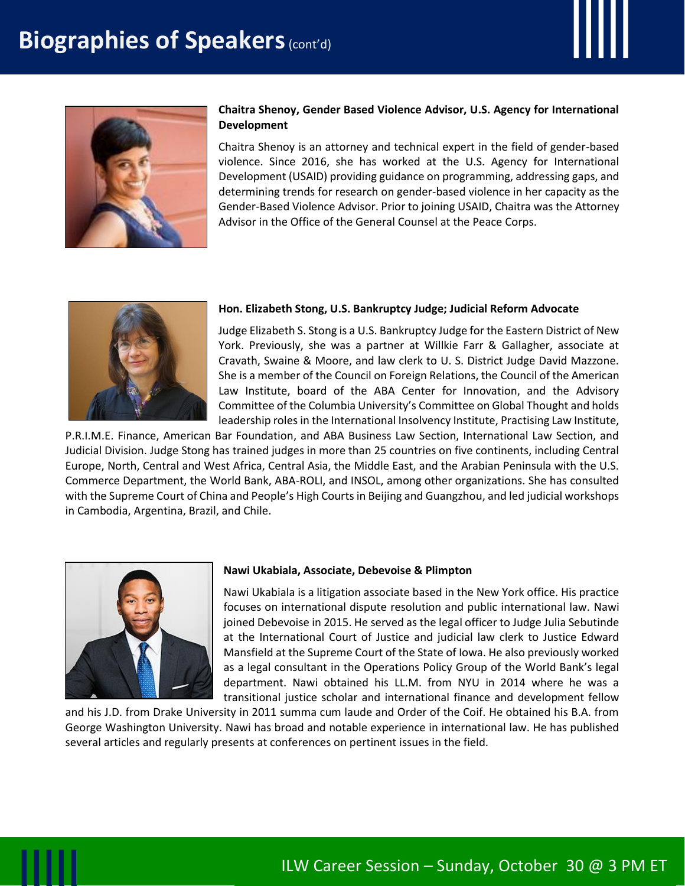# Biographies of Speakers (cont'd)

**Chaitra Shenoy, Gender Based Violence Advisor, U.S. Agency for International Development**

Chaitra Shenoy is an attorney and technical expert in the field of gender-based violence. Since 2016, she has worked at the U.S. Agency for International Development (USAID) providing guidance on programming, addressing gaps, and determining trends for research on gender-based violence in her capacity as the Gender-Based Violence Advisor. Prior to joining USAID, Chaitra was the Attorney Advisor in the Office of the General Counsel at the Peace Corps.

**Hon. Elizabeth Stong, U.S. Bankruptcy Judge; Judicial Reform Advocate**

Judge Elizabeth S. Stong is a U.S. Bankruptcy Judge for the Eastern District of New York. Previously, she was a partner at Willkie Farr & Gallagher, associate at Cravath, Swaine & Moore, and law clerk to U. S. District Judge David Mazzone. She is a member of the Council on Foreign Relations, the Council of the American Law Institute, board of the ABA Center for Innovation, and the Advisory Committee of the Columbia University's Committee on Global Thought and holds leadership roles in the International Insolvency Institute, Practising Law Institute, P.R.I.M.E. Finance, American Bar Foundation, and ABA Business Law Section, International Law Section, and Judicial Division. Judge Stong has trained judges in more than 25 countries on five continents, including Central Europe, North, Central and West Africa, Central Asia, the Middle East, and the Arabian Peninsula with the U.S. Commerce Department, the World Bank, ABA-ROLI, and INSOL, among other organizations. She has consulted with the Supreme Court of China and People's High Courts in Beijing and Guangzhou, and led judicial workshops in Cambodia, Argentina, Brazil, and Chile.

**Nawi Ukabiala, Associate, Debevoise & Plimpton**

Nawi Ukabiala is a litigation associate based in the New York office. His practice focuses on international dispute resolution and public international law. Nawi joined Debevoise in 2015. He served as the legal officer to Judge Julia Sebutinde at the International Court of Justice and judicial law clerk to Justice Edward Mansfield at the Supreme Court of the State of Iowa. He also previously worked as a legal consultant in the Operations Policy Group of the World Bank's legal department. Nawi obtained his LL.M. from NYU in 2014 where he was a transitional justice scholar and international finance and development fellow and his J.D. from Drake University in 2011 summa cum laude and Order of the Coif. He obtained his B.A. from George Washington University. Nawi has broad and notable experience in international law. He has published several articles and regularly presents at conferences on pertinent issues in the field.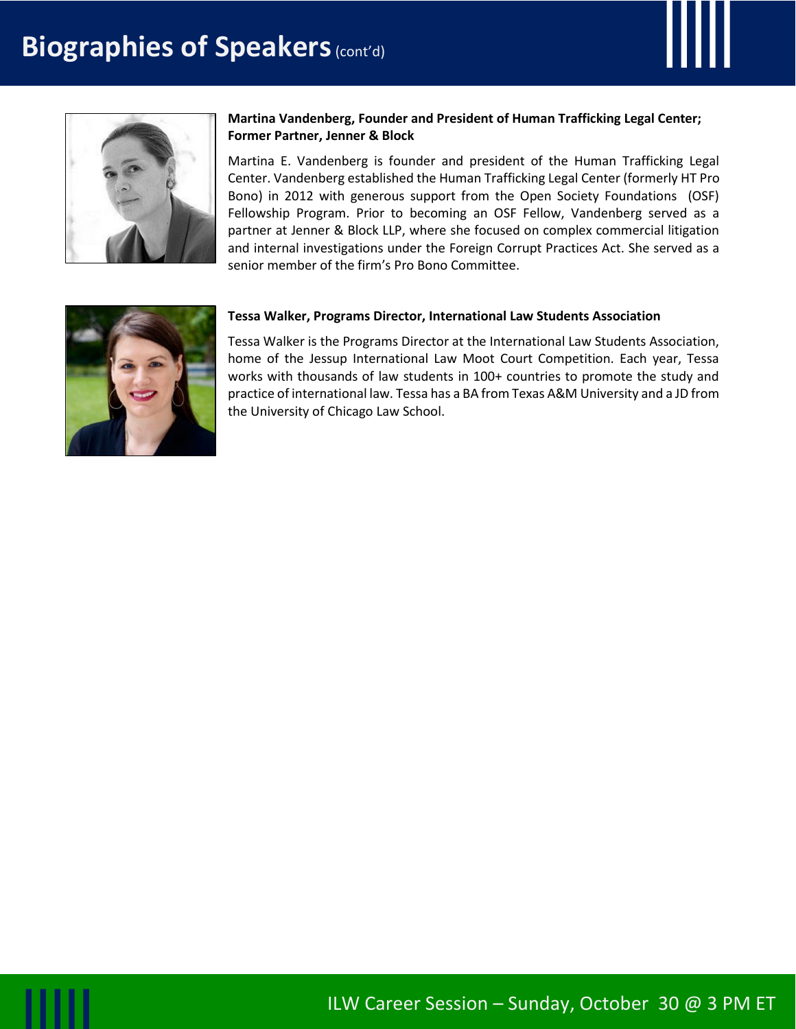# Biographies of Speakers (cont'd)

**Martina Vandenberg, Founder and President of Human Trafficking Legal Center; Former Partner, Jenner & Block**

Martina E. Vandenberg is founder and president of the Human Trafficking Legal Center. Vandenberg established the Human Trafficking Legal Center (formerly HT Pro Bono) in 2012 with generous support from the Open Society Foundations (OSF) Fellowship Program. Prior to becoming an OSF Fellow, Vandenberg served as a partner at Jenner & Block LLP, where she focused on complex commercial litigation and internal investigations under the Foreign Corrupt Practices Act. She served as a senior member of the firm's Pro Bono Committee.

**Tessa Walker, Programs Director, International Law Students Association**

Tessa Walker is the Programs Director at the International Law Students Association, home of the Jessup International Law Moot Court Competition. Each year, Tessa works with thousands of law students in 100+ countries to promote the study and practice of international law. Tessa has a BA from Texas A&M University and a JD from the University of Chicago Law School.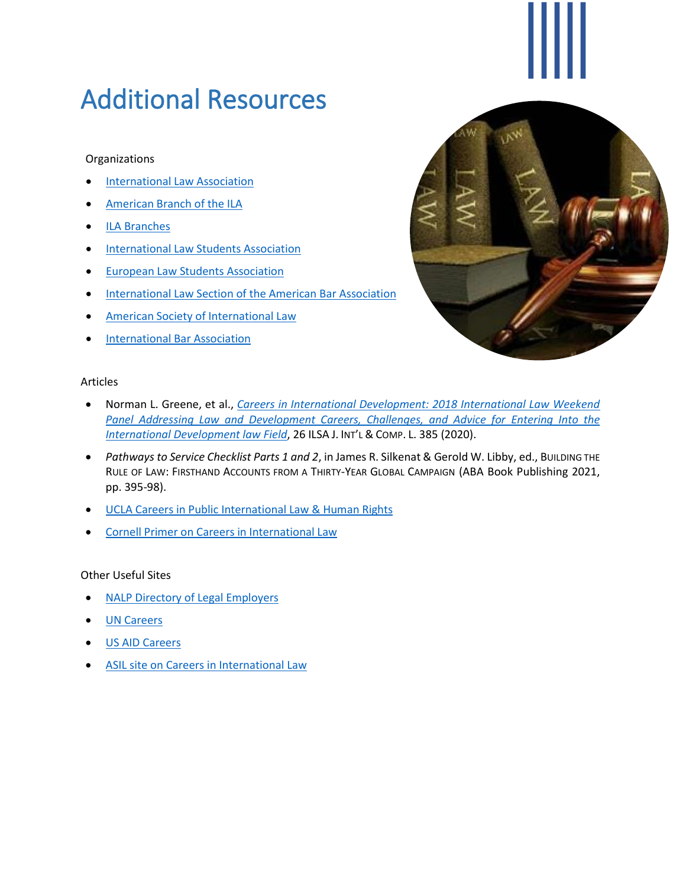# Additional Resources

Organizations

- International Law Association
- American Branch of the ILA
- ILA Branches
- International Law Students Association
- European Law Students Association
- International Law Section of the American Bar Association
- American Society of International Law
- International Bar Association

Articles

- Norman L. Greene, et al., *Careers in International Development: 2018 International Law Weekend Panel Addressing Law and Development Careers, Challenges, and Advice for Entering Into the International Development law Field*, 26 ILSA J. INT'L & COMP. L. 385 (2020).
- *Pathways to Service Checklist Parts 1 and 2*, in James R. Silkenat & Gerold W. Libby, ed., BUILDING THE RULE OF LAW: FIRSTHAND ACCOUNTS FROM A THIRTY-YEAR GLOBAL CAMPAIGN (ABA Book Publishing 2021, pp. 395-98).
- UCLA Careers in Public International Law & Human Rights
- Cornell Primer on Careers in International Law

Other Useful Sites

- NALP Directory of Legal Employers
- UN Careers
- US AID Careers
- ASIL site on Careers in International Law